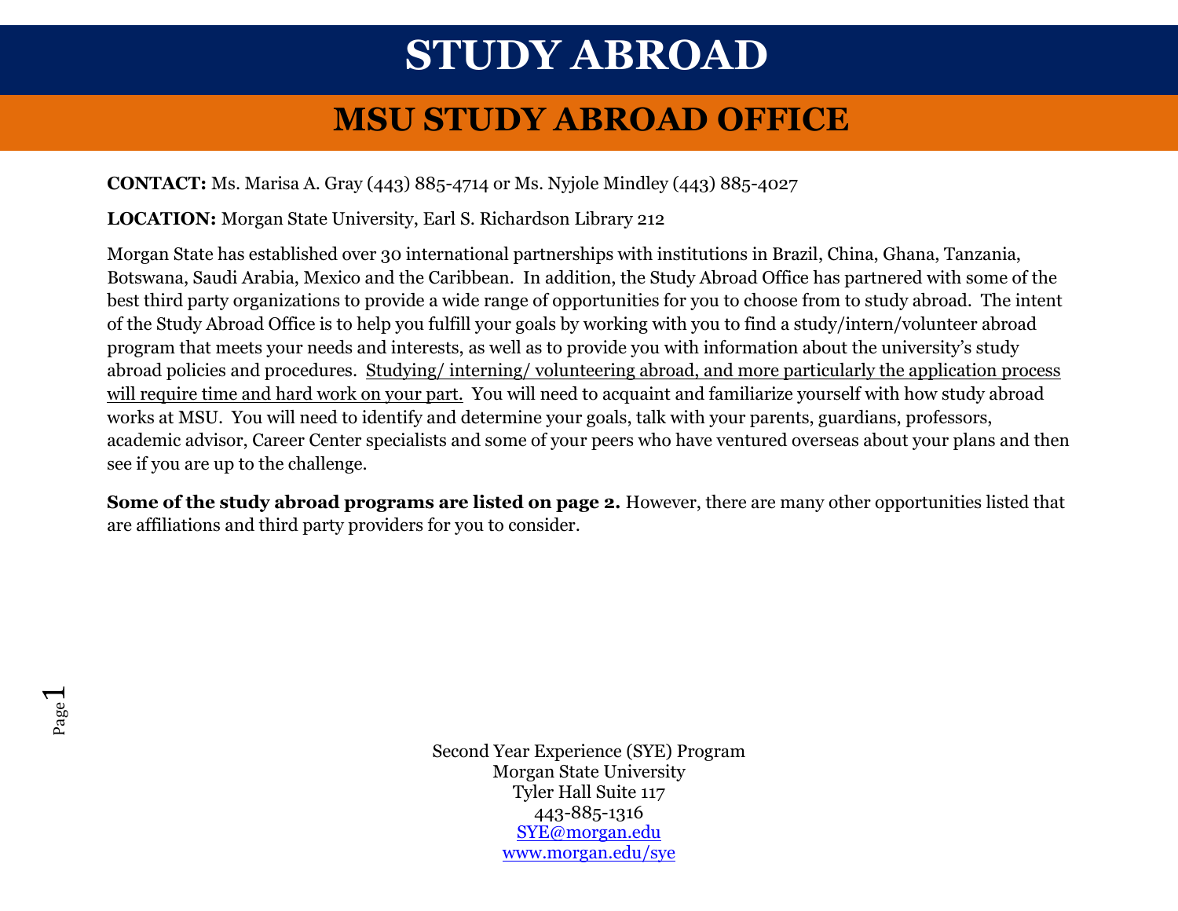# STUDY ABROAD

## MSU STUDY ABROAD OFFICE

**CONTACT:** Ms. Marisa A. Gray (443) 885-4714 or Ms. Nyjole Mindley (443) 885-4027

**LOCATION:** Morgan State University, Earl S. Richardson Library 212

Morgan State has established over 30 international partnerships with institutions in Brazil, China, Ghana, Tanzania, Botswana, Saudi Arabia, Mexico and the Caribbean. In addition, the Study Abroad Office has partnered with some of the best third party organizations to provide a wide range of opportunities for you to choose from to study abroad. The intent of the Study Abroad Office is to help you fulfill your goals by working with you to find a study/intern/volunteer abroad program that meets your needs and interests, as well as to provide you with information about the university's study abroad policies and procedures. <u>Studying/ interning/ volunteering abroad, and more particularly the application process will require time and hard work on your part.</u> You will need to acquaint and familiarize yourself with how study abroad works at MSU. You will need to identify and determine your goals, talk with your parents, guardians, professors, academic advisor, Career Center specialists and some of your peers who have ventured overseas about your plans and then see if you are up to the challenge.

**Some of the study abroad programs are listed on page 2.** However, there are many other opportunities listed that are affiliations and third party providers for you to consider.

Second Year Experience (SYE) Program
Morgan State University
Tyler Hall Suite 117
443-885-1316
[SYE@morgan.edu](mailto:SYE@morgan.edu)
[www.morgan.edu/sye](http://www.morgan.edu/sye)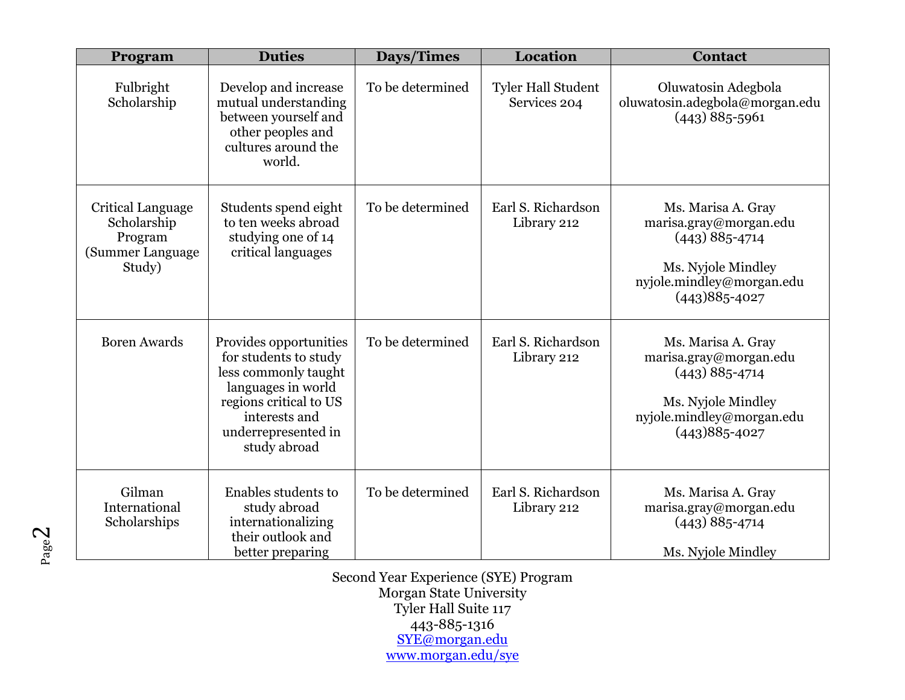| Program | Duties | Days/Times | Location | Contact |
|---|---|---|---|---|
| Fulbright Scholarship | Develop and increase mutual understanding between yourself and other peoples and cultures around the world. | To be determined | Tyler Hall Student Services 204 | Oluwatosin Adegbola oluwatosin.adegbola@morgan.edu (443) 885-5961 |
| Critical Language Scholarship Program (Summer Language Study) | Students spend eight to ten weeks abroad studying one of 14 critical languages | To be determined | Earl S. Richardson Library 212 | Ms. Marisa A. Gray marisa.gray@morgan.edu (443) 885-4714<br><br>Ms. Nyjole Mindley nyjole.mindley@morgan.edu (443)885-4027 |
| Boren Awards | Provides opportunities for students to study less commonly taught languages in world regions critical to US interests and underrepresented in study abroad | To be determined | Earl S. Richardson Library 212 | Ms. Marisa A. Gray marisa.gray@morgan.edu (443) 885-4714<br><br>Ms. Nyjole Mindley nyjole.mindley@morgan.edu (443)885-4027 |
| Gilman International Scholarships | Enables students to study abroad internationalizing their outlook and better preparing | To be determined | Earl S. Richardson Library 212 | Ms. Marisa A. Gray marisa.gray@morgan.edu (443) 885-4714<br><br>Ms. Nyjole Mindley |

Second Year Experience (SYE) Program
Morgan State University
Tyler Hall Suite 117
443-885-1316
SYE@morgan.edu
www.morgan.edu/sye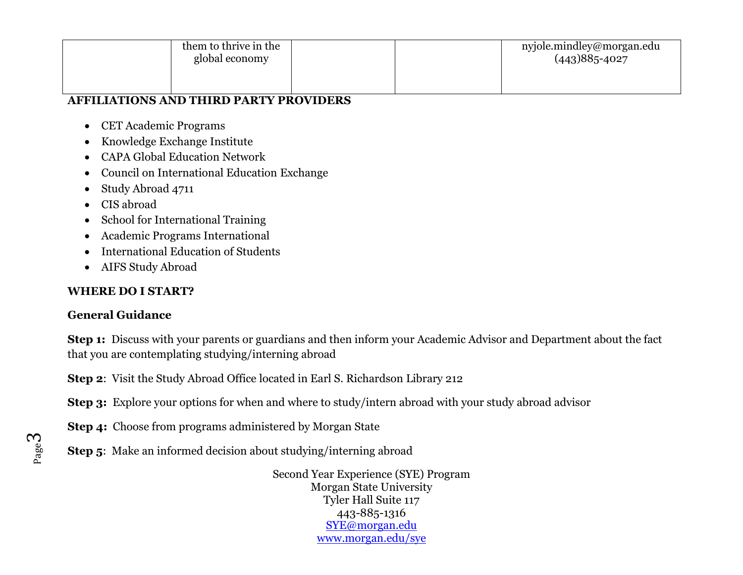| | them to thrive in the global economy | | | nyjole.mindley@morgan.edu (443)885-4027 |
|---|---|---|---|---|

**AFFILIATIONS AND THIRD PARTY PROVIDERS**

- CET Academic Programs
- Knowledge Exchange Institute
- CAPA Global Education Network
- Council on International Education Exchange
- Study Abroad 4711
- CIS abroad
- School for International Training
- Academic Programs International
- International Education of Students
- AIFS Study Abroad

**WHERE DO I START?**

**General Guidance**

**Step 1:** Discuss with your parents or guardians and then inform your Academic Advisor and Department about the fact that you are contemplating studying/interning abroad

**Step 2**: Visit the Study Abroad Office located in Earl S. Richardson Library 212

**Step 3:** Explore your options for when and where to study/intern abroad with your study abroad advisor

**Step 4:** Choose from programs administered by Morgan State

**Step 5**: Make an informed decision about studying/interning abroad

Second Year Experience (SYE) Program
Morgan State University
Tyler Hall Suite 117
443-885-1316
SYE@morgan.edu
www.morgan.edu/sye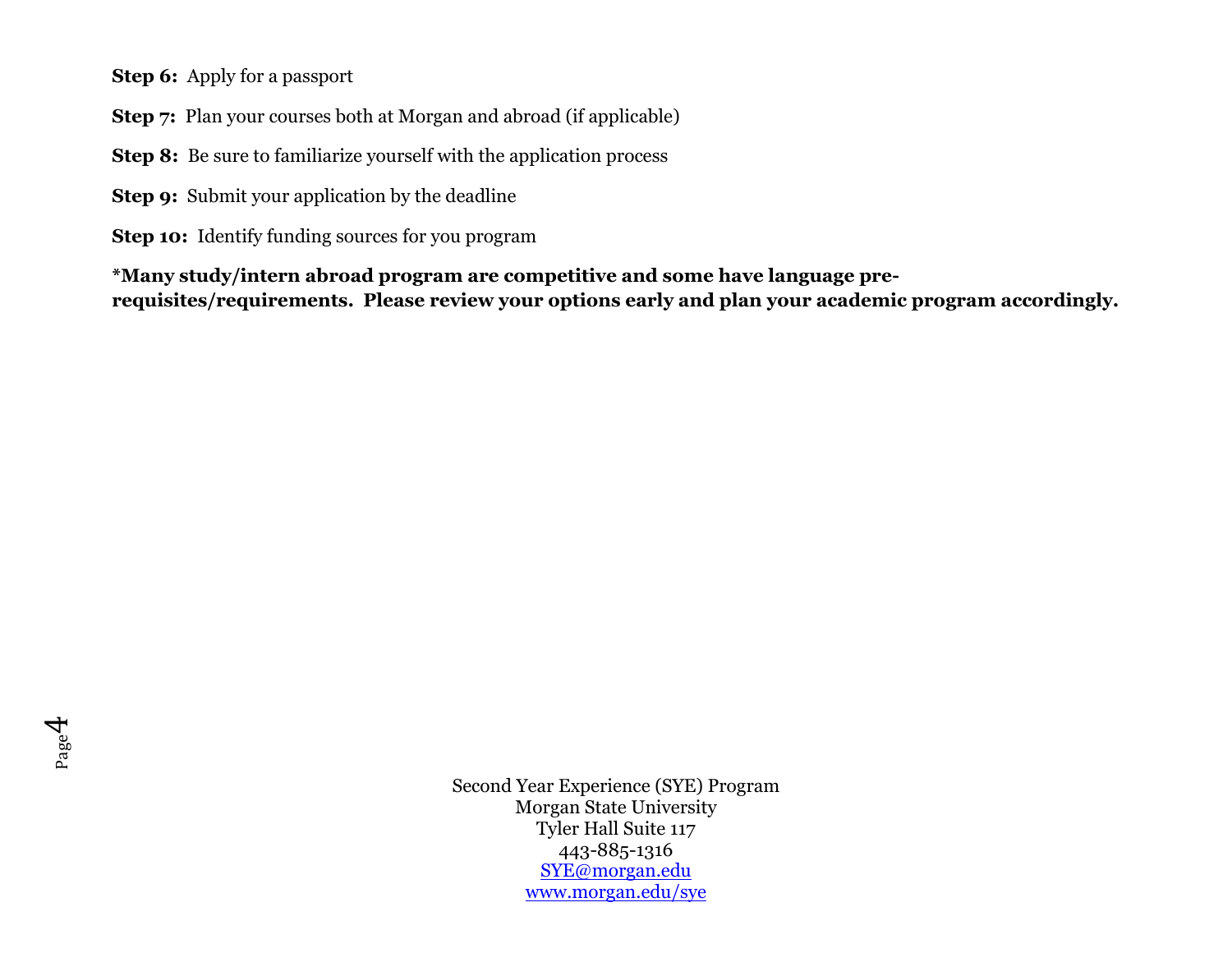**Step 6:** Apply for a passport

**Step 7:** Plan your courses both at Morgan and abroad (if applicable)

**Step 8:** Be sure to familiarize yourself with the application process

**Step 9:** Submit your application by the deadline

**Step 10:** Identify funding sources for you program

***Many study/intern abroad program are competitive and some have language pre-requisites/requirements. Please review your options early and plan your academic program accordingly.**

Second Year Experience (SYE) Program
Morgan State University
Tyler Hall Suite 117
443-885-1316
SYE@morgan.edu
www.morgan.edu/sye